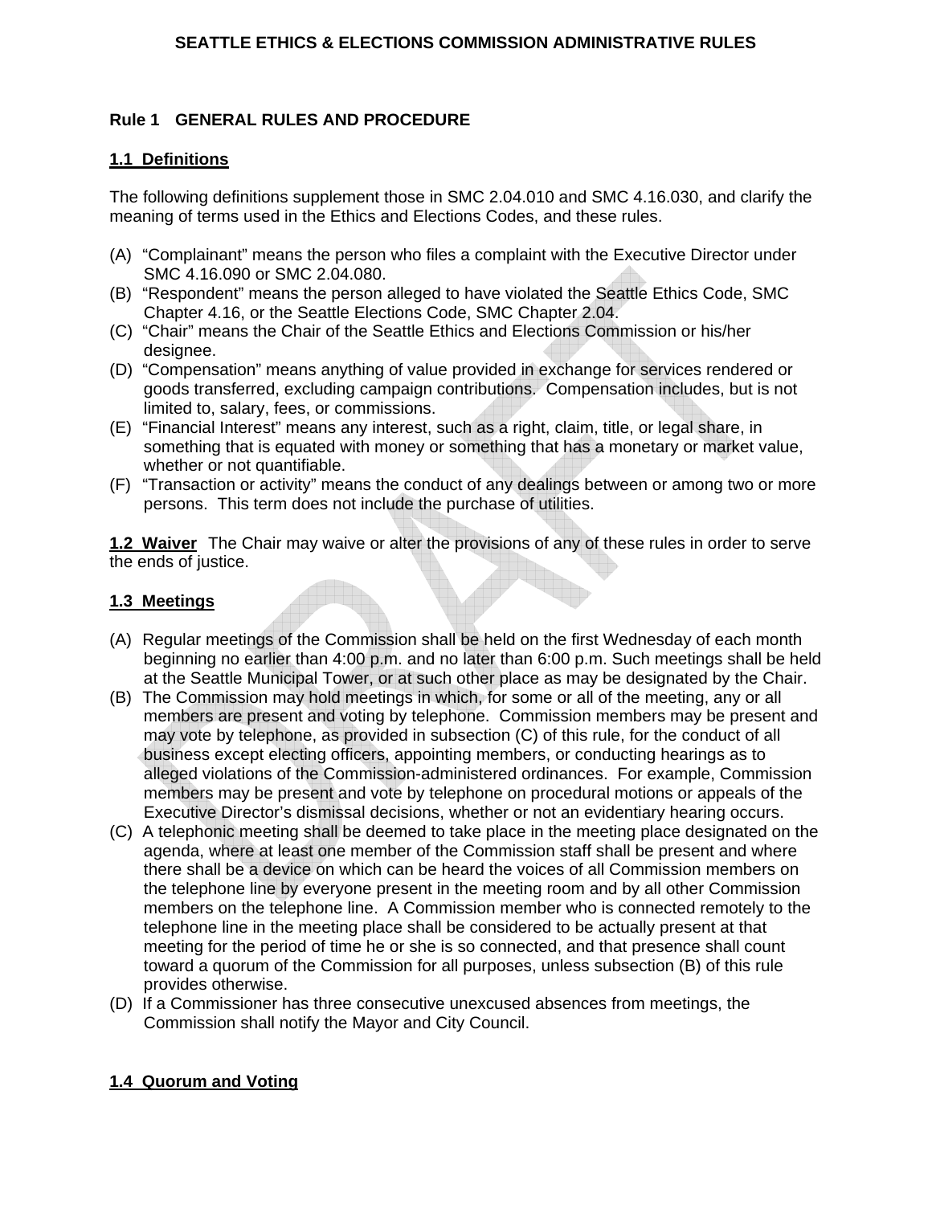# SEATTLE ETHICS & ELECTIONS COMMISSION ADMINISTRATIVE RULES

## Rule 1 GENERAL RULES AND PROCEDURE

### 1.1 Definitions

The following definitions supplement those in SMC 2.04.010 and SMC 4.16.030, and clarify the meaning of terms used in the Ethics and Elections Codes, and these rules.

(A) "Complainant" means the person who files a complaint with the Executive Director under SMC 4.16.090 or SMC 2.04.080.
(B) "Respondent" means the person alleged to have violated the Seattle Ethics Code, SMC Chapter 4.16, or the Seattle Elections Code, SMC Chapter 2.04.
(C) "Chair" means the Chair of the Seattle Ethics and Elections Commission or his/her designee.
(D) "Compensation" means anything of value provided in exchange for services rendered or goods transferred, excluding campaign contributions. Compensation includes, but is not limited to, salary, fees, or commissions.
(E) "Financial Interest" means any interest, such as a right, claim, title, or legal share, in something that is equated with money or something that has a monetary or market value, whether or not quantifiable.
(F) "Transaction or activity" means the conduct of any dealings between or among two or more persons. This term does not include the purchase of utilities.

**1.2 Waiver** The Chair may waive or alter the provisions of any of these rules in order to serve the ends of justice.

### 1.3 Meetings

(A) Regular meetings of the Commission shall be held on the first Wednesday of each month beginning no earlier than 4:00 p.m. and no later than 6:00 p.m. Such meetings shall be held at the Seattle Municipal Tower, or at such other place as may be designated by the Chair.
(B) The Commission may hold meetings in which, for some or all of the meeting, any or all members are present and voting by telephone. Commission members may be present and may vote by telephone, as provided in subsection (C) of this rule, for the conduct of all business except electing officers, appointing members, or conducting hearings as to alleged violations of the Commission-administered ordinances. For example, Commission members may be present and vote by telephone on procedural motions or appeals of the Executive Director's dismissal decisions, whether or not an evidentiary hearing occurs.
(C) A telephonic meeting shall be deemed to take place in the meeting place designated on the agenda, where at least one member of the Commission staff shall be present and where there shall be a device on which can be heard the voices of all Commission members on the telephone line by everyone present in the meeting room and by all other Commission members on the telephone line. A Commission member who is connected remotely to the telephone line in the meeting place shall be considered to be actually present at that meeting for the period of time he or she is so connected, and that presence shall count toward a quorum of the Commission for all purposes, unless subsection (B) of this rule provides otherwise.
(D) If a Commissioner has three consecutive unexcused absences from meetings, the Commission shall notify the Mayor and City Council.

### 1.4 Quorum and Voting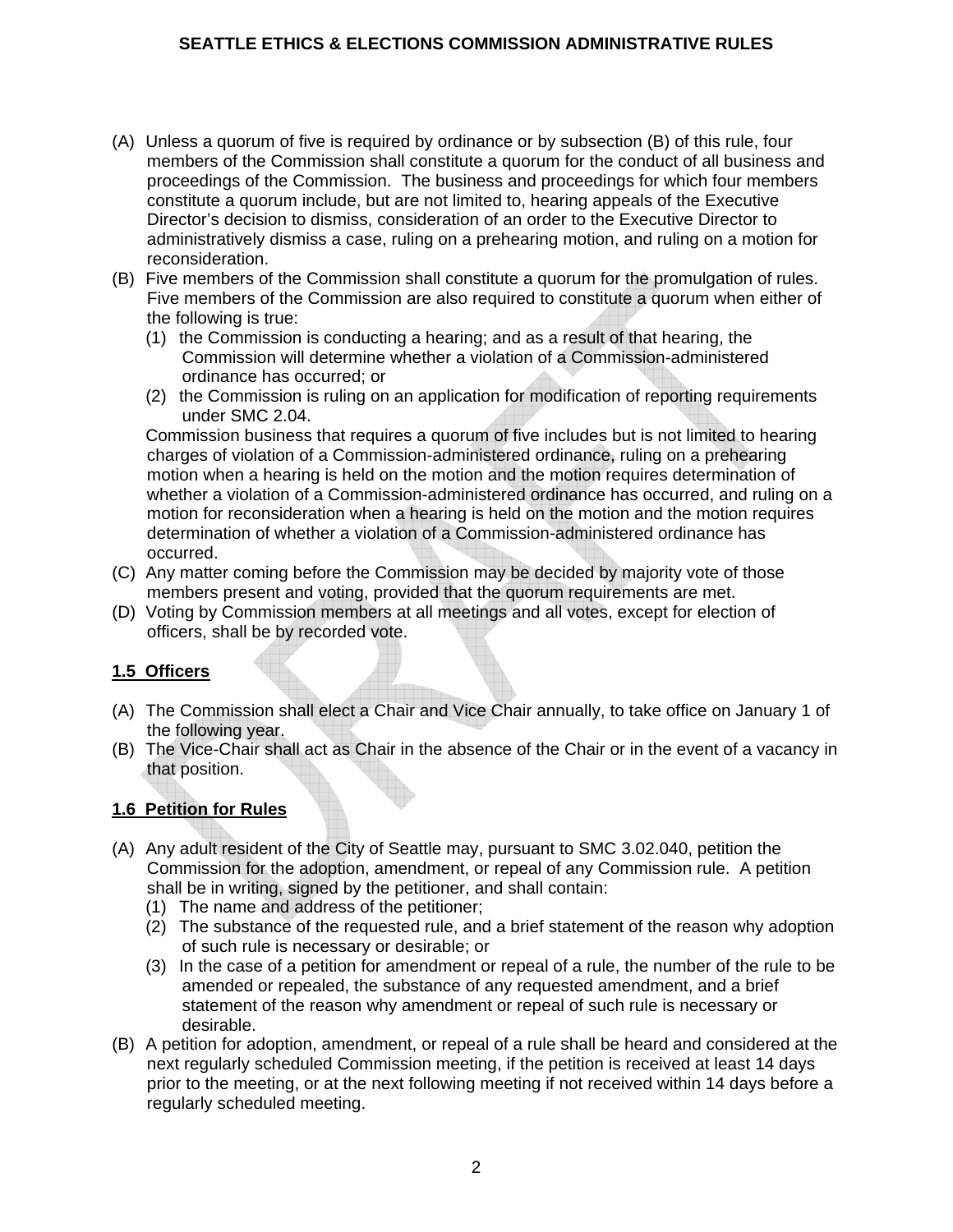(A) Unless a quorum of five is required by ordinance or by subsection (B) of this rule, four members of the Commission shall constitute a quorum for the conduct of all business and proceedings of the Commission. The business and proceedings for which four members constitute a quorum include, but are not limited to, hearing appeals of the Executive Director's decision to dismiss, consideration of an order to the Executive Director to administratively dismiss a case, ruling on a prehearing motion, and ruling on a motion for reconsideration.

(B) Five members of the Commission shall constitute a quorum for the promulgation of rules. Five members of the Commission are also required to constitute a quorum when either of the following is true:

  (1) the Commission is conducting a hearing; and as a result of that hearing, the Commission will determine whether a violation of a Commission-administered ordinance has occurred; or

  (2) the Commission is ruling on an application for modification of reporting requirements under SMC 2.04.

  Commission business that requires a quorum of five includes but is not limited to hearing charges of violation of a Commission-administered ordinance, ruling on a prehearing motion when a hearing is held on the motion and the motion requires determination of whether a violation of a Commission-administered ordinance has occurred, and ruling on a motion for reconsideration when a hearing is held on the motion and the motion requires determination of whether a violation of a Commission-administered ordinance has occurred.

(C) Any matter coming before the Commission may be decided by majority vote of those members present and voting, provided that the quorum requirements are met.

(D) Voting by Commission members at all meetings and all votes, except for election of officers, shall be by recorded vote.

**1.5 Officers**

(A) The Commission shall elect a Chair and Vice Chair annually, to take office on January 1 of the following year.

(B) The Vice-Chair shall act as Chair in the absence of the Chair or in the event of a vacancy in that position.

**1.6 Petition for Rules**

(A) Any adult resident of the City of Seattle may, pursuant to SMC 3.02.040, petition the Commission for the adoption, amendment, or repeal of any Commission rule. A petition shall be in writing, signed by the petitioner, and shall contain:

  (1) The name and address of the petitioner;

  (2) The substance of the requested rule, and a brief statement of the reason why adoption of such rule is necessary or desirable; or

  (3) In the case of a petition for amendment or repeal of a rule, the number of the rule to be amended or repealed, the substance of any requested amendment, and a brief statement of the reason why amendment or repeal of such rule is necessary or desirable.

(B) A petition for adoption, amendment, or repeal of a rule shall be heard and considered at the next regularly scheduled Commission meeting, if the petition is received at least 14 days prior to the meeting, or at the next following meeting if not received within 14 days before a regularly scheduled meeting.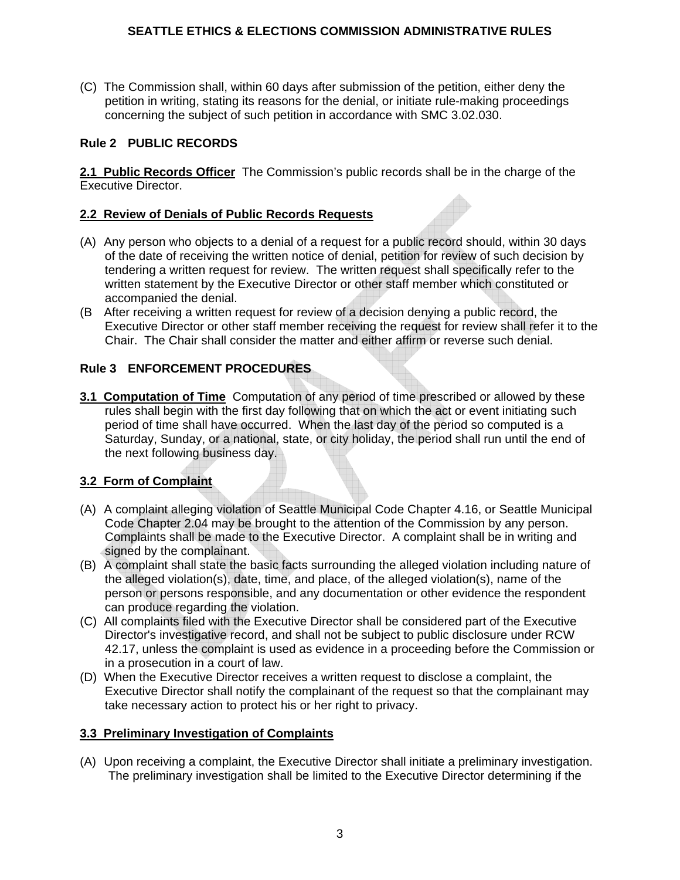(C) The Commission shall, within 60 days after submission of the petition, either deny the petition in writing, stating its reasons for the denial, or initiate rule-making proceedings concerning the subject of such petition in accordance with SMC 3.02.030.

## Rule 2 PUBLIC RECORDS

**2.1 Public Records Officer** The Commission's public records shall be in the charge of the Executive Director.

### 2.2 Review of Denials of Public Records Requests

(A) Any person who objects to a denial of a request for a public record should, within 30 days of the date of receiving the written notice of denial, petition for review of such decision by tendering a written request for review. The written request shall specifically refer to the written statement by the Executive Director or other staff member which constituted or accompanied the denial.

(B After receiving a written request for review of a decision denying a public record, the Executive Director or other staff member receiving the request for review shall refer it to the Chair. The Chair shall consider the matter and either affirm or reverse such denial.

## Rule 3 ENFORCEMENT PROCEDURES

**3.1 Computation of Time** Computation of any period of time prescribed or allowed by these rules shall begin with the first day following that on which the act or event initiating such period of time shall have occurred. When the last day of the period so computed is a Saturday, Sunday, or a national, state, or city holiday, the period shall run until the end of the next following business day.

### 3.2 Form of Complaint

(A) A complaint alleging violation of Seattle Municipal Code Chapter 4.16, or Seattle Municipal Code Chapter 2.04 may be brought to the attention of the Commission by any person. Complaints shall be made to the Executive Director. A complaint shall be in writing and signed by the complainant.

(B) A complaint shall state the basic facts surrounding the alleged violation including nature of the alleged violation(s), date, time, and place, of the alleged violation(s), name of the person or persons responsible, and any documentation or other evidence the respondent can produce regarding the violation.

(C) All complaints filed with the Executive Director shall be considered part of the Executive Director's investigative record, and shall not be subject to public disclosure under RCW 42.17, unless the complaint is used as evidence in a proceeding before the Commission or in a prosecution in a court of law.

(D) When the Executive Director receives a written request to disclose a complaint, the Executive Director shall notify the complainant of the request so that the complainant may take necessary action to protect his or her right to privacy.

### 3.3 Preliminary Investigation of Complaints

(A) Upon receiving a complaint, the Executive Director shall initiate a preliminary investigation. The preliminary investigation shall be limited to the Executive Director determining if the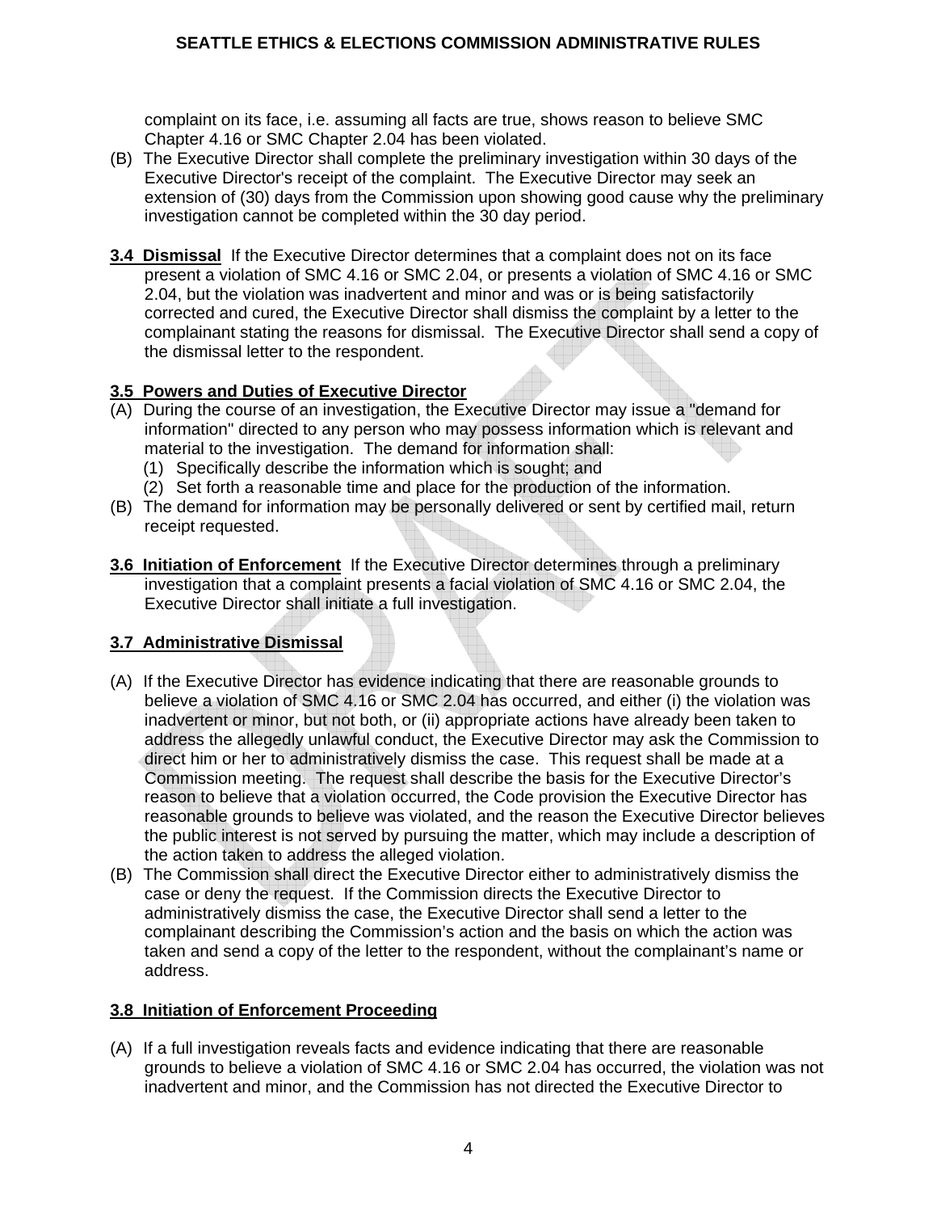complaint on its face, i.e. assuming all facts are true, shows reason to believe SMC Chapter 4.16 or SMC Chapter 2.04 has been violated.

(B) The Executive Director shall complete the preliminary investigation within 30 days of the Executive Director's receipt of the complaint. The Executive Director may seek an extension of (30) days from the Commission upon showing good cause why the preliminary investigation cannot be completed within the 30 day period.

**3.4 Dismissal** If the Executive Director determines that a complaint does not on its face present a violation of SMC 4.16 or SMC 2.04, or presents a violation of SMC 4.16 or SMC 2.04, but the violation was inadvertent and minor and was or is being satisfactorily corrected and cured, the Executive Director shall dismiss the complaint by a letter to the complainant stating the reasons for dismissal. The Executive Director shall send a copy of the dismissal letter to the respondent.

**3.5 Powers and Duties of Executive Director**

(A) During the course of an investigation, the Executive Director may issue a "demand for information" directed to any person who may possess information which is relevant and material to the investigation. The demand for information shall:
  (1) Specifically describe the information which is sought; and
  (2) Set forth a reasonable time and place for the production of the information.

(B) The demand for information may be personally delivered or sent by certified mail, return receipt requested.

**3.6 Initiation of Enforcement** If the Executive Director determines through a preliminary investigation that a complaint presents a facial violation of SMC 4.16 or SMC 2.04, the Executive Director shall initiate a full investigation.

**3.7 Administrative Dismissal**

(A) If the Executive Director has evidence indicating that there are reasonable grounds to believe a violation of SMC 4.16 or SMC 2.04 has occurred, and either (i) the violation was inadvertent or minor, but not both, or (ii) appropriate actions have already been taken to address the allegedly unlawful conduct, the Executive Director may ask the Commission to direct him or her to administratively dismiss the case. This request shall be made at a Commission meeting. The request shall describe the basis for the Executive Director's reason to believe that a violation occurred, the Code provision the Executive Director has reasonable grounds to believe was violated, and the reason the Executive Director believes the public interest is not served by pursuing the matter, which may include a description of the action taken to address the alleged violation.

(B) The Commission shall direct the Executive Director either to administratively dismiss the case or deny the request. If the Commission directs the Executive Director to administratively dismiss the case, the Executive Director shall send a letter to the complainant describing the Commission's action and the basis on which the action was taken and send a copy of the letter to the respondent, without the complainant's name or address.

**3.8 Initiation of Enforcement Proceeding**

(A) If a full investigation reveals facts and evidence indicating that there are reasonable grounds to believe a violation of SMC 4.16 or SMC 2.04 has occurred, the violation was not inadvertent and minor, and the Commission has not directed the Executive Director to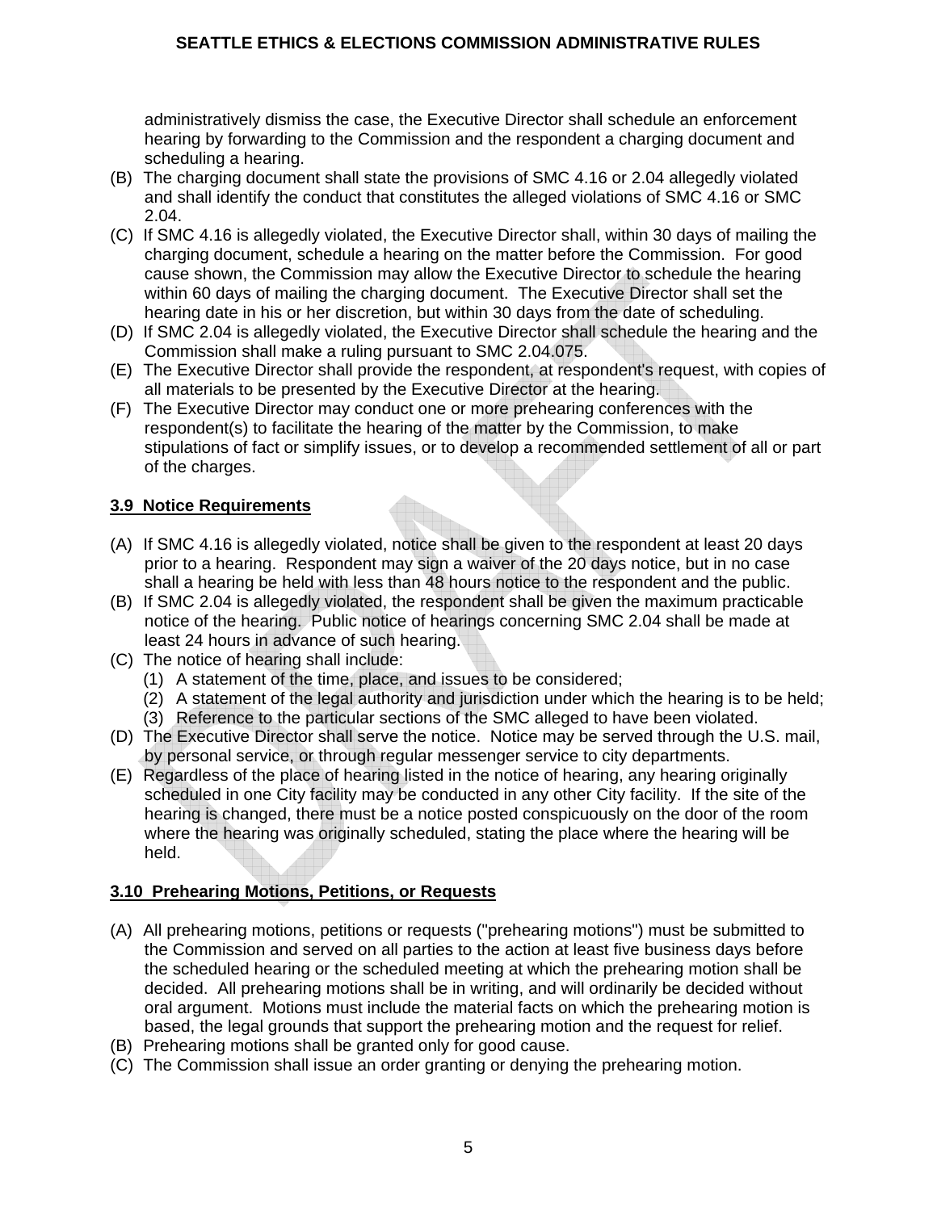administratively dismiss the case, the Executive Director shall schedule an enforcement hearing by forwarding to the Commission and the respondent a charging document and scheduling a hearing.

(B) The charging document shall state the provisions of SMC 4.16 or 2.04 allegedly violated and shall identify the conduct that constitutes the alleged violations of SMC 4.16 or SMC 2.04.

(C) If SMC 4.16 is allegedly violated, the Executive Director shall, within 30 days of mailing the charging document, schedule a hearing on the matter before the Commission. For good cause shown, the Commission may allow the Executive Director to schedule the hearing within 60 days of mailing the charging document. The Executive Director shall set the hearing date in his or her discretion, but within 30 days from the date of scheduling.

(D) If SMC 2.04 is allegedly violated, the Executive Director shall schedule the hearing and the Commission shall make a ruling pursuant to SMC 2.04.075.

(E) The Executive Director shall provide the respondent, at respondent's request, with copies of all materials to be presented by the Executive Director at the hearing.

(F) The Executive Director may conduct one or more prehearing conferences with the respondent(s) to facilitate the hearing of the matter by the Commission, to make stipulations of fact or simplify issues, or to develop a recommended settlement of all or part of the charges.

## 3.9 Notice Requirements

(A) If SMC 4.16 is allegedly violated, notice shall be given to the respondent at least 20 days prior to a hearing. Respondent may sign a waiver of the 20 days notice, but in no case shall a hearing be held with less than 48 hours notice to the respondent and the public.

(B) If SMC 2.04 is allegedly violated, the respondent shall be given the maximum practicable notice of the hearing. Public notice of hearings concerning SMC 2.04 shall be made at least 24 hours in advance of such hearing.

(C) The notice of hearing shall include:
   (1) A statement of the time, place, and issues to be considered;
   (2) A statement of the legal authority and jurisdiction under which the hearing is to be held;
   (3) Reference to the particular sections of the SMC alleged to have been violated.

(D) The Executive Director shall serve the notice. Notice may be served through the U.S. mail, by personal service, or through regular messenger service to city departments.

(E) Regardless of the place of hearing listed in the notice of hearing, any hearing originally scheduled in one City facility may be conducted in any other City facility. If the site of the hearing is changed, there must be a notice posted conspicuously on the door of the room where the hearing was originally scheduled, stating the place where the hearing will be held.

## 3.10 Prehearing Motions, Petitions, or Requests

(A) All prehearing motions, petitions or requests ("prehearing motions") must be submitted to the Commission and served on all parties to the action at least five business days before the scheduled hearing or the scheduled meeting at which the prehearing motion shall be decided. All prehearing motions shall be in writing, and will ordinarily be decided without oral argument. Motions must include the material facts on which the prehearing motion is based, the legal grounds that support the prehearing motion and the request for relief.

(B) Prehearing motions shall be granted only for good cause.

(C) The Commission shall issue an order granting or denying the prehearing motion.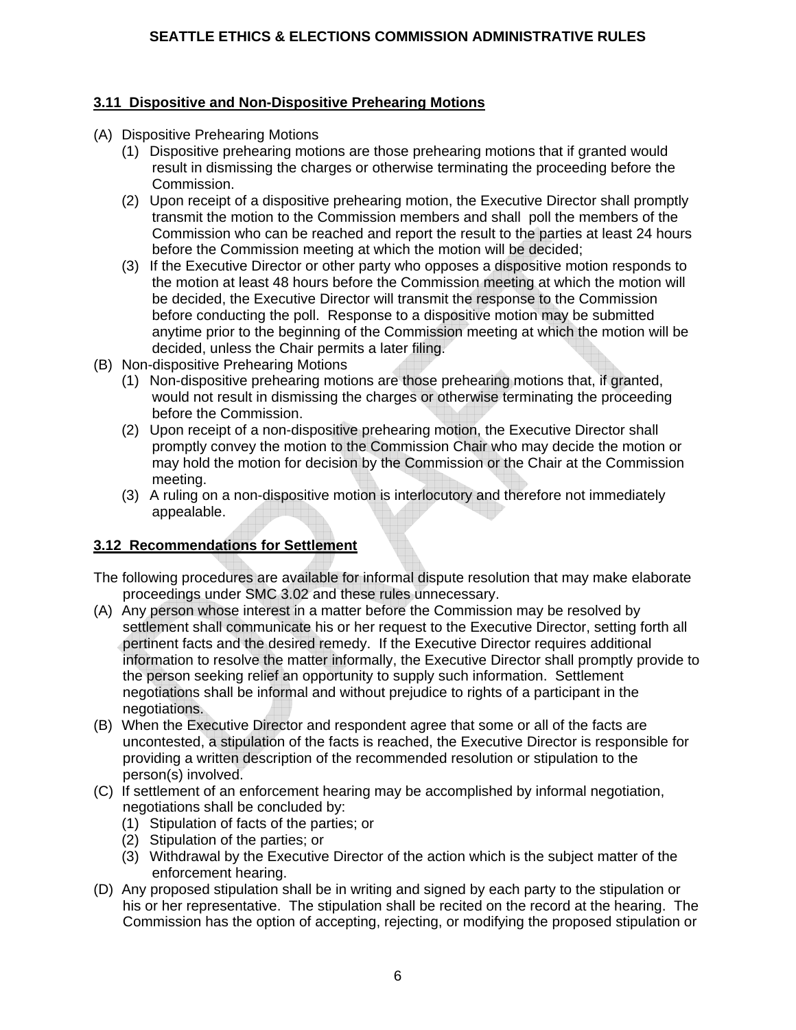### 3.11 Dispositive and Non-Dispositive Prehearing Motions

(A) Dispositive Prehearing Motions

(1) Dispositive prehearing motions are those prehearing motions that if granted would result in dismissing the charges or otherwise terminating the proceeding before the Commission.

(2) Upon receipt of a dispositive prehearing motion, the Executive Director shall promptly transmit the motion to the Commission members and shall poll the members of the Commission who can be reached and report the result to the parties at least 24 hours before the Commission meeting at which the motion will be decided;

(3) If the Executive Director or other party who opposes a dispositive motion responds to the motion at least 48 hours before the Commission meeting at which the motion will be decided, the Executive Director will transmit the response to the Commission before conducting the poll. Response to a dispositive motion may be submitted anytime prior to the beginning of the Commission meeting at which the motion will be decided, unless the Chair permits a later filing.

(B) Non-dispositive Prehearing Motions

(1) Non-dispositive prehearing motions are those prehearing motions that, if granted, would not result in dismissing the charges or otherwise terminating the proceeding before the Commission.

(2) Upon receipt of a non-dispositive prehearing motion, the Executive Director shall promptly convey the motion to the Commission Chair who may decide the motion or may hold the motion for decision by the Commission or the Chair at the Commission meeting.

(3) A ruling on a non-dispositive motion is interlocutory and therefore not immediately appealable.

### 3.12 Recommendations for Settlement

The following procedures are available for informal dispute resolution that may make elaborate proceedings under SMC 3.02 and these rules unnecessary.

(A) Any person whose interest in a matter before the Commission may be resolved by settlement shall communicate his or her request to the Executive Director, setting forth all pertinent facts and the desired remedy. If the Executive Director requires additional information to resolve the matter informally, the Executive Director shall promptly provide to the person seeking relief an opportunity to supply such information. Settlement negotiations shall be informal and without prejudice to rights of a participant in the negotiations.

(B) When the Executive Director and respondent agree that some or all of the facts are uncontested, a stipulation of the facts is reached, the Executive Director is responsible for providing a written description of the recommended resolution or stipulation to the person(s) involved.

(C) If settlement of an enforcement hearing may be accomplished by informal negotiation, negotiations shall be concluded by:

(1) Stipulation of facts of the parties; or

(2) Stipulation of the parties; or

(3) Withdrawal by the Executive Director of the action which is the subject matter of the enforcement hearing.

(D) Any proposed stipulation shall be in writing and signed by each party to the stipulation or his or her representative. The stipulation shall be recited on the record at the hearing. The Commission has the option of accepting, rejecting, or modifying the proposed stipulation or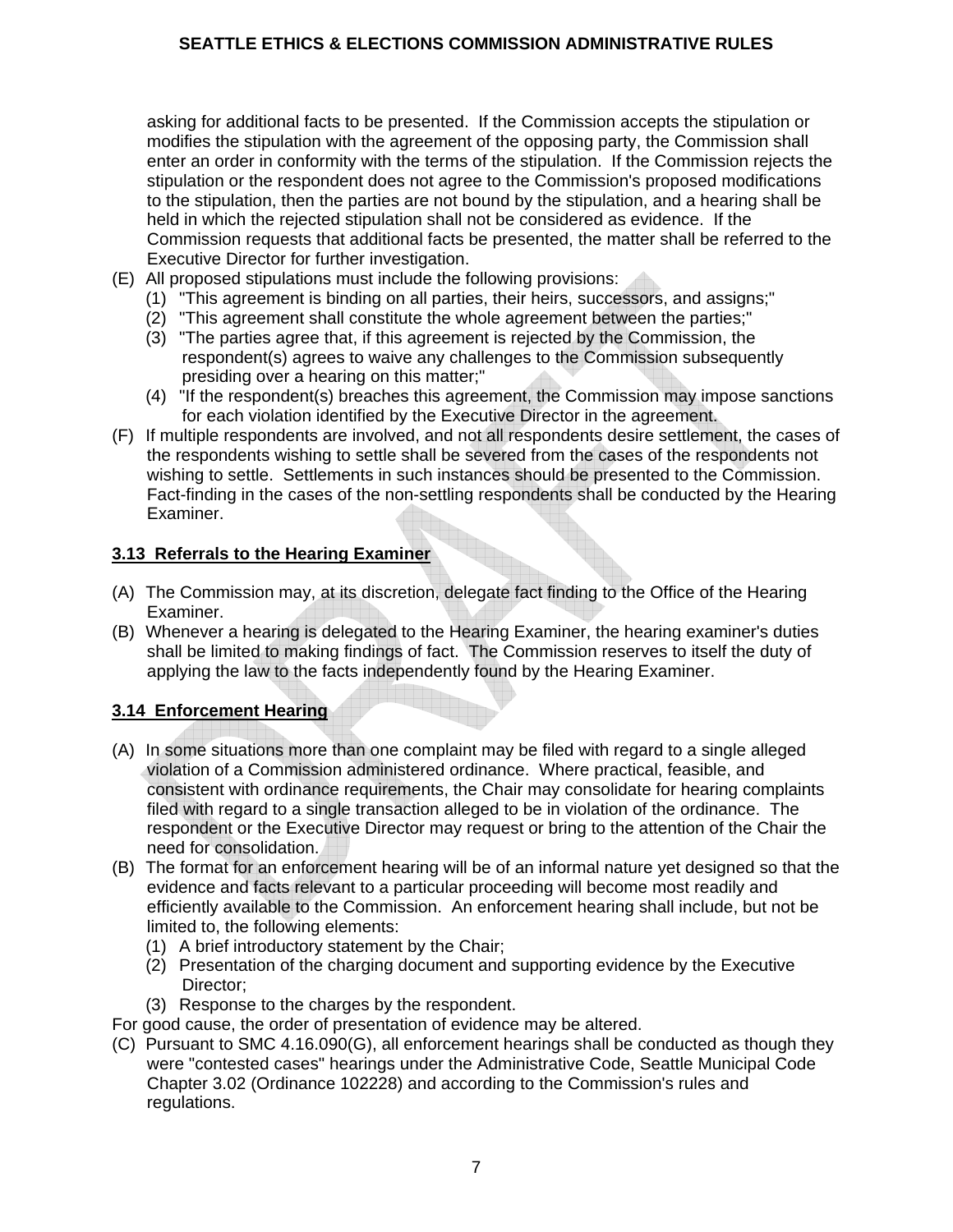asking for additional facts to be presented. If the Commission accepts the stipulation or modifies the stipulation with the agreement of the opposing party, the Commission shall enter an order in conformity with the terms of the stipulation. If the Commission rejects the stipulation or the respondent does not agree to the Commission's proposed modifications to the stipulation, then the parties are not bound by the stipulation, and a hearing shall be held in which the rejected stipulation shall not be considered as evidence. If the Commission requests that additional facts be presented, the matter shall be referred to the Executive Director for further investigation.

(E) All proposed stipulations must include the following provisions:
  (1) "This agreement is binding on all parties, their heirs, successors, and assigns;"
  (2) "This agreement shall constitute the whole agreement between the parties;"
  (3) "The parties agree that, if this agreement is rejected by the Commission, the respondent(s) agrees to waive any challenges to the Commission subsequently presiding over a hearing on this matter;"
  (4) "If the respondent(s) breaches this agreement, the Commission may impose sanctions for each violation identified by the Executive Director in the agreement.

(F) If multiple respondents are involved, and not all respondents desire settlement, the cases of the respondents wishing to settle shall be severed from the cases of the respondents not wishing to settle. Settlements in such instances should be presented to the Commission. Fact-finding in the cases of the non-settling respondents shall be conducted by the Hearing Examiner.

## 3.13 Referrals to the Hearing Examiner

(A) The Commission may, at its discretion, delegate fact finding to the Office of the Hearing Examiner.

(B) Whenever a hearing is delegated to the Hearing Examiner, the hearing examiner's duties shall be limited to making findings of fact. The Commission reserves to itself the duty of applying the law to the facts independently found by the Hearing Examiner.

## 3.14 Enforcement Hearing

(A) In some situations more than one complaint may be filed with regard to a single alleged violation of a Commission administered ordinance. Where practical, feasible, and consistent with ordinance requirements, the Chair may consolidate for hearing complaints filed with regard to a single transaction alleged to be in violation of the ordinance. The respondent or the Executive Director may request or bring to the attention of the Chair the need for consolidation.

(B) The format for an enforcement hearing will be of an informal nature yet designed so that the evidence and facts relevant to a particular proceeding will become most readily and efficiently available to the Commission. An enforcement hearing shall include, but not be limited to, the following elements:
  (1) A brief introductory statement by the Chair;
  (2) Presentation of the charging document and supporting evidence by the Executive Director;
  (3) Response to the charges by the respondent.

For good cause, the order of presentation of evidence may be altered.

(C) Pursuant to SMC 4.16.090(G), all enforcement hearings shall be conducted as though they were "contested cases" hearings under the Administrative Code, Seattle Municipal Code Chapter 3.02 (Ordinance 102228) and according to the Commission's rules and regulations.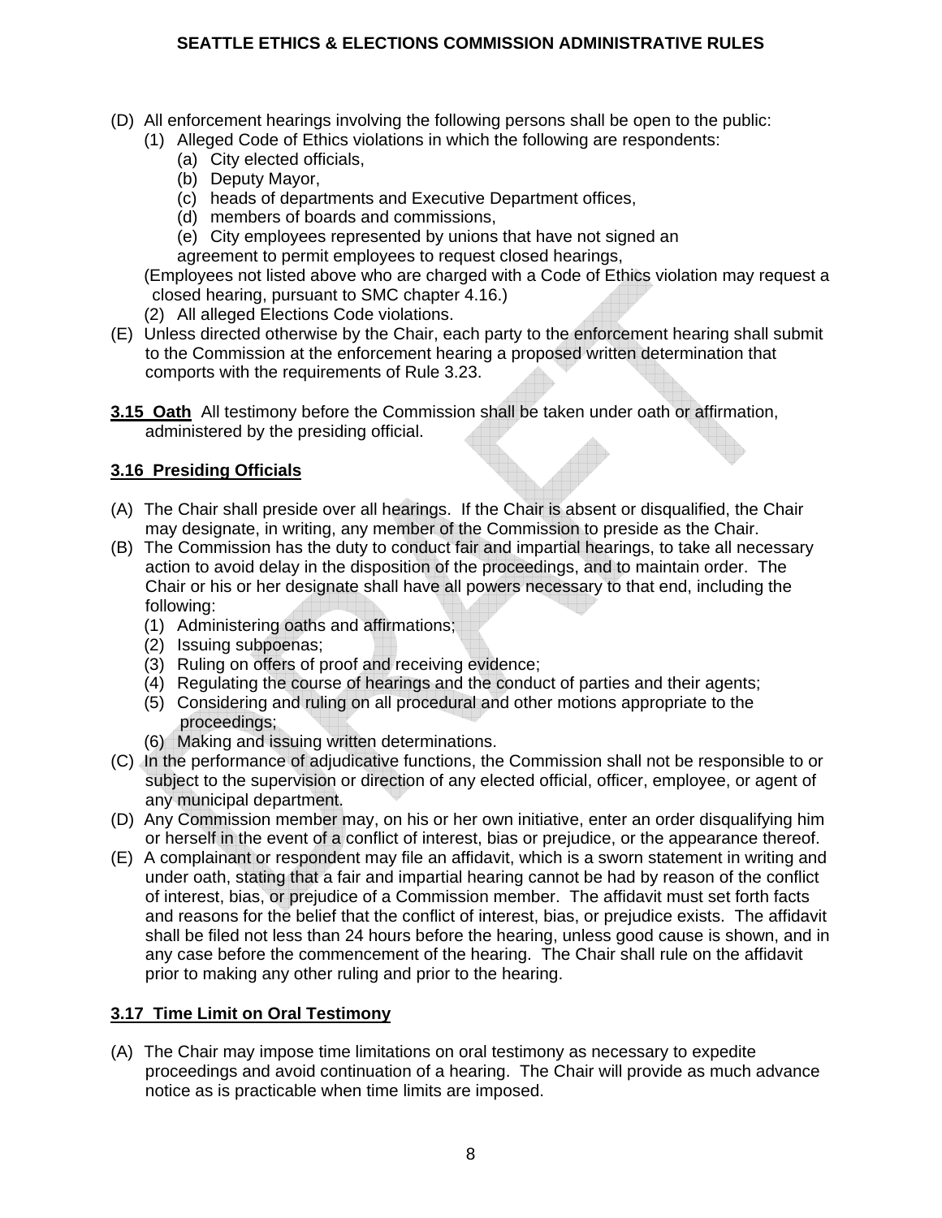(D) All enforcement hearings involving the following persons shall be open to the public:

(1) Alleged Code of Ethics violations in which the following are respondents:

(a) City elected officials,

(b) Deputy Mayor,

(c) heads of departments and Executive Department offices,

(d) members of boards and commissions,

(e) City employees represented by unions that have not signed an agreement to permit employees to request closed hearings,

(Employees not listed above who are charged with a Code of Ethics violation may request a closed hearing, pursuant to SMC chapter 4.16.)

(2) All alleged Elections Code violations.

(E) Unless directed otherwise by the Chair, each party to the enforcement hearing shall submit to the Commission at the enforcement hearing a proposed written determination that comports with the requirements of Rule 3.23.

**3.15 Oath** All testimony before the Commission shall be taken under oath or affirmation, administered by the presiding official.

### 3.16 Presiding Officials

(A) The Chair shall preside over all hearings. If the Chair is absent or disqualified, the Chair may designate, in writing, any member of the Commission to preside as the Chair.

(B) The Commission has the duty to conduct fair and impartial hearings, to take all necessary action to avoid delay in the disposition of the proceedings, and to maintain order. The Chair or his or her designate shall have all powers necessary to that end, including the following:

(1) Administering oaths and affirmations;

(2) Issuing subpoenas;

(3) Ruling on offers of proof and receiving evidence;

(4) Regulating the course of hearings and the conduct of parties and their agents;

(5) Considering and ruling on all procedural and other motions appropriate to the proceedings;

(6) Making and issuing written determinations.

(C) In the performance of adjudicative functions, the Commission shall not be responsible to or subject to the supervision or direction of any elected official, officer, employee, or agent of any municipal department.

(D) Any Commission member may, on his or her own initiative, enter an order disqualifying him or herself in the event of a conflict of interest, bias or prejudice, or the appearance thereof.

(E) A complainant or respondent may file an affidavit, which is a sworn statement in writing and under oath, stating that a fair and impartial hearing cannot be had by reason of the conflict of interest, bias, or prejudice of a Commission member. The affidavit must set forth facts and reasons for the belief that the conflict of interest, bias, or prejudice exists. The affidavit shall be filed not less than 24 hours before the hearing, unless good cause is shown, and in any case before the commencement of the hearing. The Chair shall rule on the affidavit prior to making any other ruling and prior to the hearing.

### 3.17 Time Limit on Oral Testimony

(A) The Chair may impose time limitations on oral testimony as necessary to expedite proceedings and avoid continuation of a hearing. The Chair will provide as much advance notice as is practicable when time limits are imposed.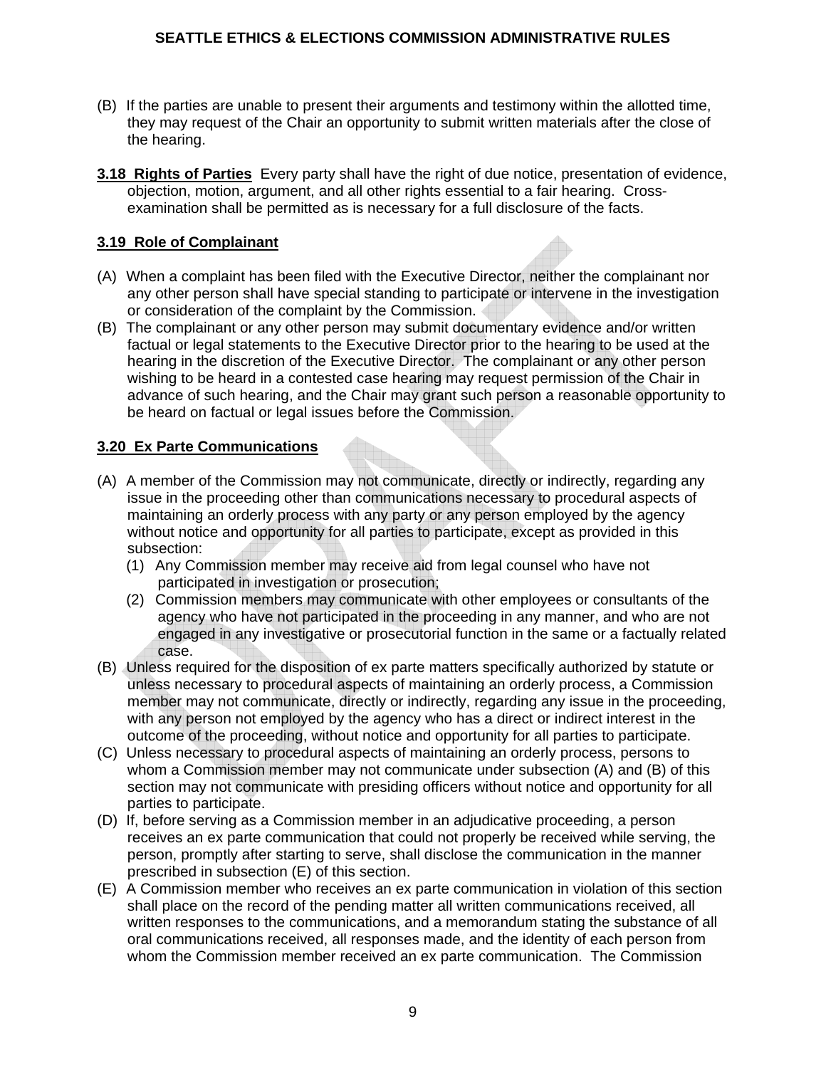(B) If the parties are unable to present their arguments and testimony within the allotted time, they may request of the Chair an opportunity to submit written materials after the close of the hearing.

**3.18 Rights of Parties** Every party shall have the right of due notice, presentation of evidence, objection, motion, argument, and all other rights essential to a fair hearing. Cross-examination shall be permitted as is necessary for a full disclosure of the facts.

**3.19 Role of Complainant**

(A) When a complaint has been filed with the Executive Director, neither the complainant nor any other person shall have special standing to participate or intervene in the investigation or consideration of the complaint by the Commission.

(B) The complainant or any other person may submit documentary evidence and/or written factual or legal statements to the Executive Director prior to the hearing to be used at the hearing in the discretion of the Executive Director. The complainant or any other person wishing to be heard in a contested case hearing may request permission of the Chair in advance of such hearing, and the Chair may grant such person a reasonable opportunity to be heard on factual or legal issues before the Commission.

**3.20 Ex Parte Communications**

(A) A member of the Commission may not communicate, directly or indirectly, regarding any issue in the proceeding other than communications necessary to procedural aspects of maintaining an orderly process with any party or any person employed by the agency without notice and opportunity for all parties to participate, except as provided in this subsection:
   (1) Any Commission member may receive aid from legal counsel who have not participated in investigation or prosecution;
   (2) Commission members may communicate with other employees or consultants of the agency who have not participated in the proceeding in any manner, and who are not engaged in any investigative or prosecutorial function in the same or a factually related case.

(B) Unless required for the disposition of ex parte matters specifically authorized by statute or unless necessary to procedural aspects of maintaining an orderly process, a Commission member may not communicate, directly or indirectly, regarding any issue in the proceeding, with any person not employed by the agency who has a direct or indirect interest in the outcome of the proceeding, without notice and opportunity for all parties to participate.

(C) Unless necessary to procedural aspects of maintaining an orderly process, persons to whom a Commission member may not communicate under subsection (A) and (B) of this section may not communicate with presiding officers without notice and opportunity for all parties to participate.

(D) If, before serving as a Commission member in an adjudicative proceeding, a person receives an ex parte communication that could not properly be received while serving, the person, promptly after starting to serve, shall disclose the communication in the manner prescribed in subsection (E) of this section.

(E) A Commission member who receives an ex parte communication in violation of this section shall place on the record of the pending matter all written communications received, all written responses to the communications, and a memorandum stating the substance of all oral communications received, all responses made, and the identity of each person from whom the Commission member received an ex parte communication. The Commission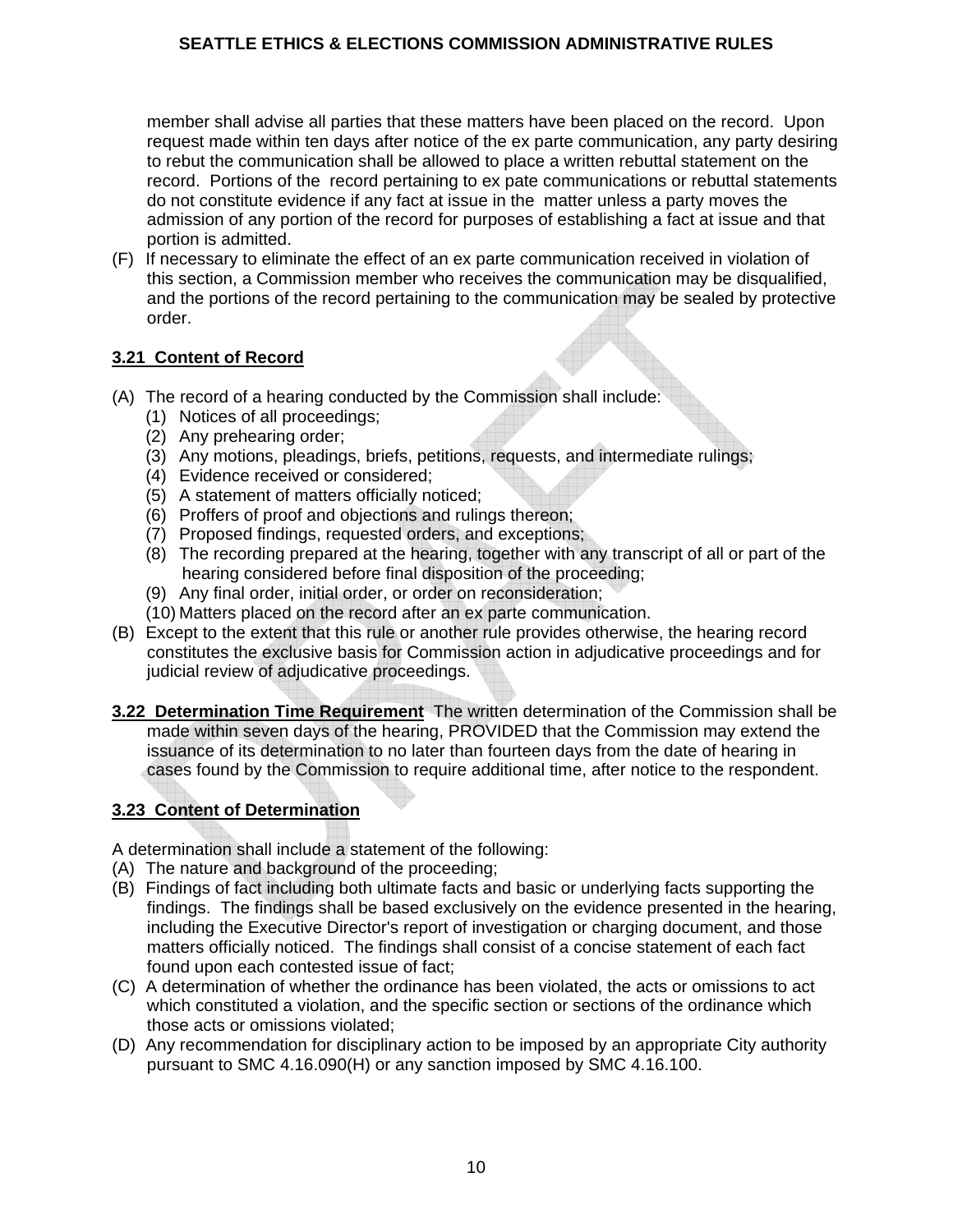member shall advise all parties that these matters have been placed on the record. Upon request made within ten days after notice of the ex parte communication, any party desiring to rebut the communication shall be allowed to place a written rebuttal statement on the record. Portions of the record pertaining to ex pate communications or rebuttal statements do not constitute evidence if any fact at issue in the matter unless a party moves the admission of any portion of the record for purposes of establishing a fact at issue and that portion is admitted.

(F) If necessary to eliminate the effect of an ex parte communication received in violation of this section, a Commission member who receives the communication may be disqualified, and the portions of the record pertaining to the communication may be sealed by protective order.

**3.21 Content of Record**

(A) The record of a hearing conducted by the Commission shall include:

(1) Notices of all proceedings;
(2) Any prehearing order;
(3) Any motions, pleadings, briefs, petitions, requests, and intermediate rulings;
(4) Evidence received or considered;
(5) A statement of matters officially noticed;
(6) Proffers of proof and objections and rulings thereon;
(7) Proposed findings, requested orders, and exceptions;
(8) The recording prepared at the hearing, together with any transcript of all or part of the hearing considered before final disposition of the proceeding;
(9) Any final order, initial order, or order on reconsideration;
(10) Matters placed on the record after an ex parte communication.

(B) Except to the extent that this rule or another rule provides otherwise, the hearing record constitutes the exclusive basis for Commission action in adjudicative proceedings and for judicial review of adjudicative proceedings.

**3.22 Determination Time Requirement** The written determination of the Commission shall be made within seven days of the hearing, PROVIDED that the Commission may extend the issuance of its determination to no later than fourteen days from the date of hearing in cases found by the Commission to require additional time, after notice to the respondent.

**3.23 Content of Determination**

A determination shall include a statement of the following:

(A) The nature and background of the proceeding;

(B) Findings of fact including both ultimate facts and basic or underlying facts supporting the findings. The findings shall be based exclusively on the evidence presented in the hearing, including the Executive Director's report of investigation or charging document, and those matters officially noticed. The findings shall consist of a concise statement of each fact found upon each contested issue of fact;

(C) A determination of whether the ordinance has been violated, the acts or omissions to act which constituted a violation, and the specific section or sections of the ordinance which those acts or omissions violated;

(D) Any recommendation for disciplinary action to be imposed by an appropriate City authority pursuant to SMC 4.16.090(H) or any sanction imposed by SMC 4.16.100.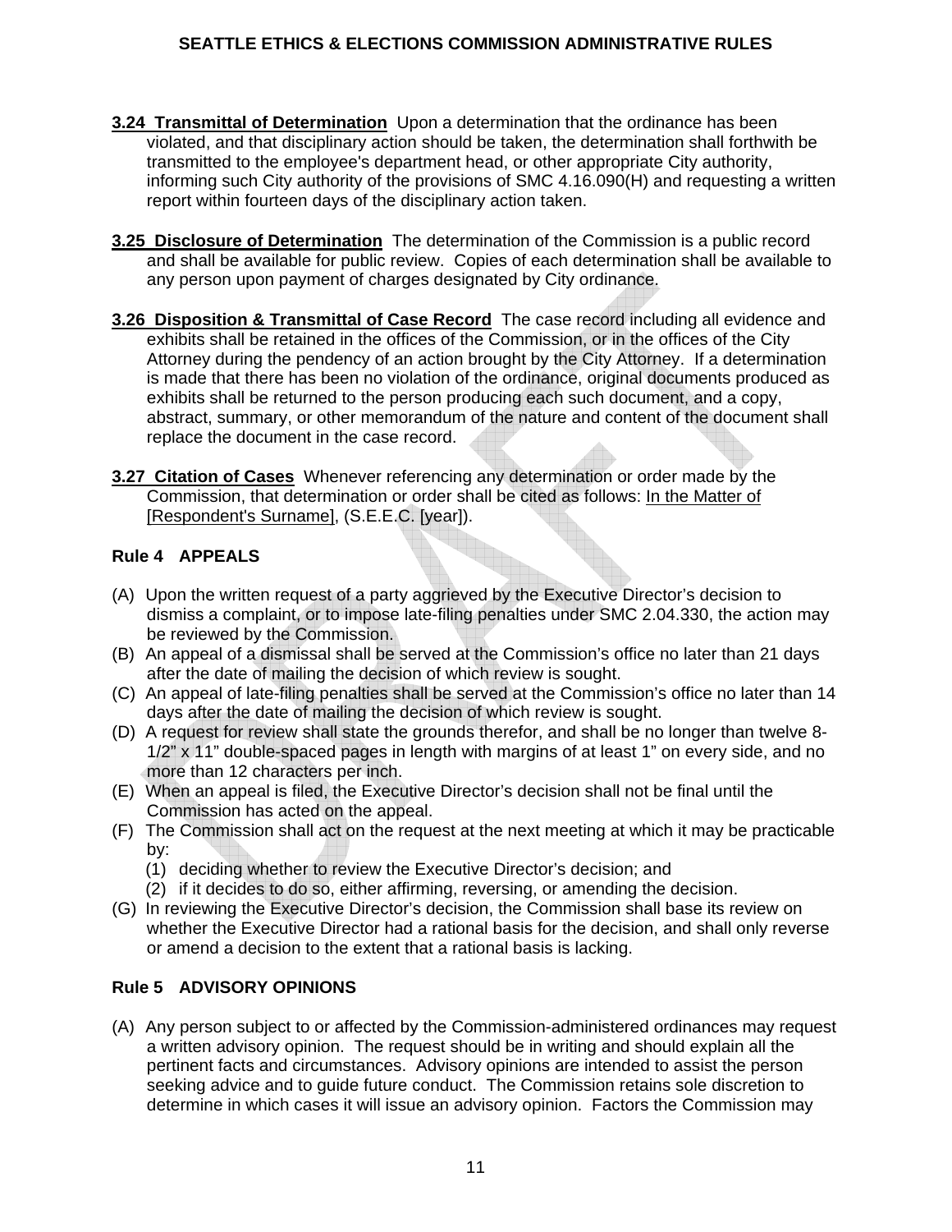**3.24 Transmittal of Determination** Upon a determination that the ordinance has been violated, and that disciplinary action should be taken, the determination shall forthwith be transmitted to the employee's department head, or other appropriate City authority, informing such City authority of the provisions of SMC 4.16.090(H) and requesting a written report within fourteen days of the disciplinary action taken.

**3.25 Disclosure of Determination** The determination of the Commission is a public record and shall be available for public review. Copies of each determination shall be available to any person upon payment of charges designated by City ordinance.

**3.26 Disposition & Transmittal of Case Record** The case record including all evidence and exhibits shall be retained in the offices of the Commission, or in the offices of the City Attorney during the pendency of an action brought by the City Attorney. If a determination is made that there has been no violation of the ordinance, original documents produced as exhibits shall be returned to the person producing each such document, and a copy, abstract, summary, or other memorandum of the nature and content of the document shall replace the document in the case record.

**3.27 Citation of Cases** Whenever referencing any determination or order made by the Commission, that determination or order shall be cited as follows: In the Matter of [Respondent's Surname], (S.E.E.C. [year]).

### Rule 4 APPEALS

(A) Upon the written request of a party aggrieved by the Executive Director's decision to dismiss a complaint, or to impose late-filing penalties under SMC 2.04.330, the action may be reviewed by the Commission.

(B) An appeal of a dismissal shall be served at the Commission's office no later than 21 days after the date of mailing the decision of which review is sought.

(C) An appeal of late-filing penalties shall be served at the Commission's office no later than 14 days after the date of mailing the decision of which review is sought.

(D) A request for review shall state the grounds therefor, and shall be no longer than twelve 8-1/2" x 11" double-spaced pages in length with margins of at least 1" on every side, and no more than 12 characters per inch.

(E) When an appeal is filed, the Executive Director's decision shall not be final until the Commission has acted on the appeal.

(F) The Commission shall act on the request at the next meeting at which it may be practicable by:

 (1) deciding whether to review the Executive Director's decision; and

 (2) if it decides to do so, either affirming, reversing, or amending the decision.

(G) In reviewing the Executive Director's decision, the Commission shall base its review on whether the Executive Director had a rational basis for the decision, and shall only reverse or amend a decision to the extent that a rational basis is lacking.

### Rule 5 ADVISORY OPINIONS

(A) Any person subject to or affected by the Commission-administered ordinances may request a written advisory opinion. The request should be in writing and should explain all the pertinent facts and circumstances. Advisory opinions are intended to assist the person seeking advice and to guide future conduct. The Commission retains sole discretion to determine in which cases it will issue an advisory opinion. Factors the Commission may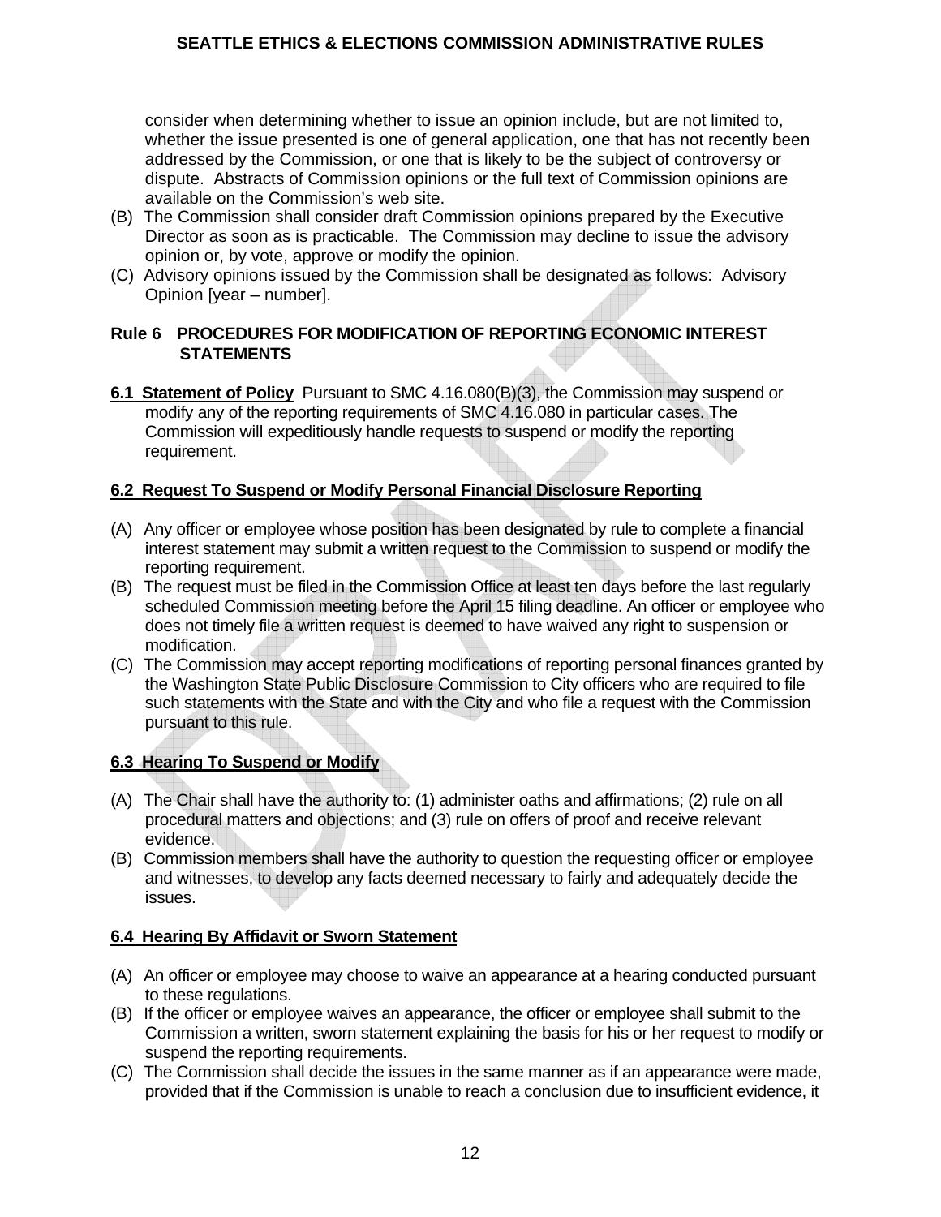consider when determining whether to issue an opinion include, but are not limited to, whether the issue presented is one of general application, one that has not recently been addressed by the Commission, or one that is likely to be the subject of controversy or dispute. Abstracts of Commission opinions or the full text of Commission opinions are available on the Commission's web site.

(B) The Commission shall consider draft Commission opinions prepared by the Executive Director as soon as is practicable. The Commission may decline to issue the advisory opinion or, by vote, approve or modify the opinion.

(C) Advisory opinions issued by the Commission shall be designated as follows: Advisory Opinion [year – number].

## Rule 6 PROCEDURES FOR MODIFICATION OF REPORTING ECONOMIC INTEREST STATEMENTS

**6.1 Statement of Policy** Pursuant to SMC 4.16.080(B)(3), the Commission may suspend or modify any of the reporting requirements of SMC 4.16.080 in particular cases. The Commission will expeditiously handle requests to suspend or modify the reporting requirement.

### 6.2 Request To Suspend or Modify Personal Financial Disclosure Reporting

(A) Any officer or employee whose position has been designated by rule to complete a financial interest statement may submit a written request to the Commission to suspend or modify the reporting requirement.

(B) The request must be filed in the Commission Office at least ten days before the last regularly scheduled Commission meeting before the April 15 filing deadline. An officer or employee who does not timely file a written request is deemed to have waived any right to suspension or modification.

(C) The Commission may accept reporting modifications of reporting personal finances granted by the Washington State Public Disclosure Commission to City officers who are required to file such statements with the State and with the City and who file a request with the Commission pursuant to this rule.

### 6.3 Hearing To Suspend or Modify

(A) The Chair shall have the authority to: (1) administer oaths and affirmations; (2) rule on all procedural matters and objections; and (3) rule on offers of proof and receive relevant evidence.

(B) Commission members shall have the authority to question the requesting officer or employee and witnesses, to develop any facts deemed necessary to fairly and adequately decide the issues.

### 6.4 Hearing By Affidavit or Sworn Statement

(A) An officer or employee may choose to waive an appearance at a hearing conducted pursuant to these regulations.

(B) If the officer or employee waives an appearance, the officer or employee shall submit to the Commission a written, sworn statement explaining the basis for his or her request to modify or suspend the reporting requirements.

(C) The Commission shall decide the issues in the same manner as if an appearance were made, provided that if the Commission is unable to reach a conclusion due to insufficient evidence, it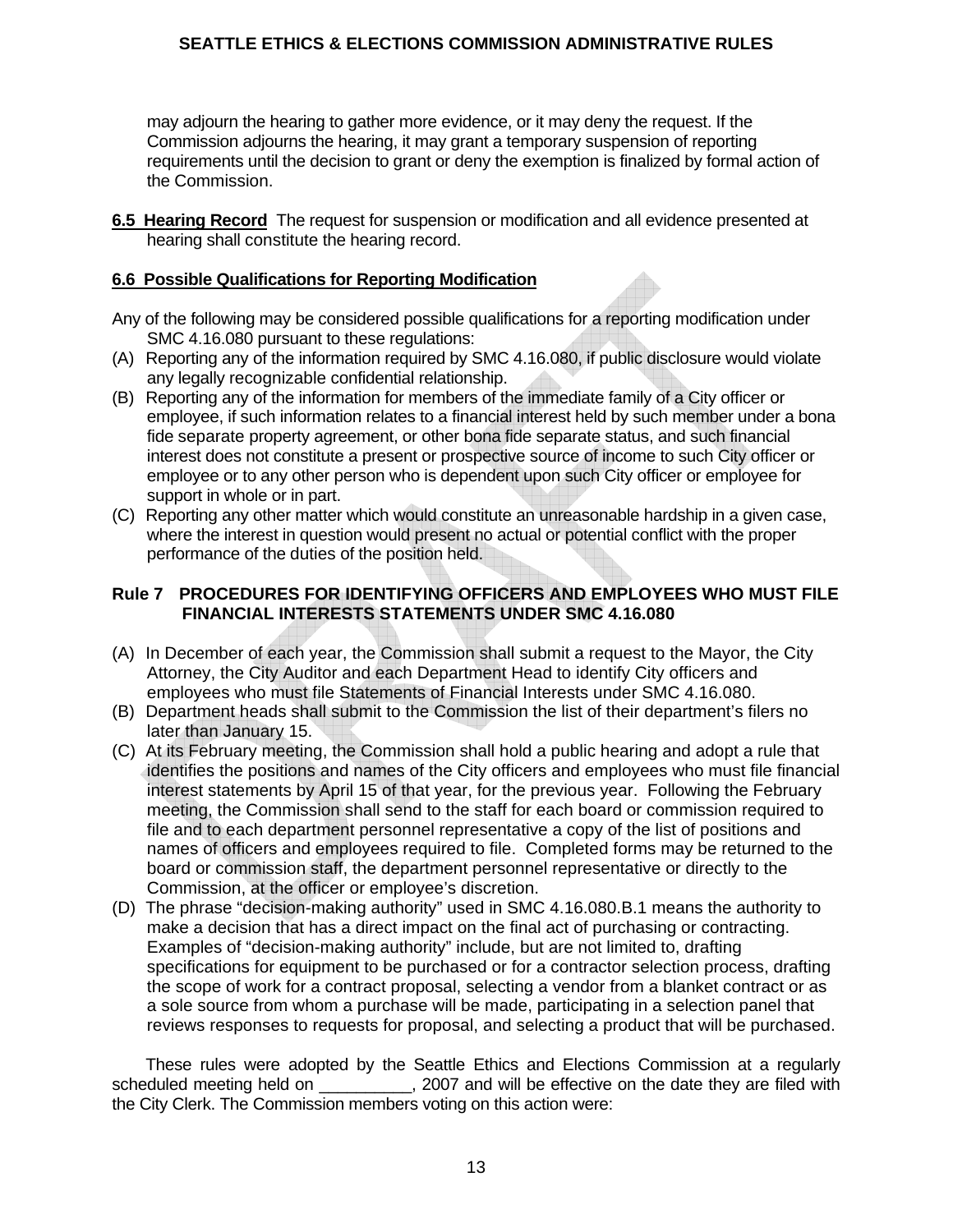may adjourn the hearing to gather more evidence, or it may deny the request. If the Commission adjourns the hearing, it may grant a temporary suspension of reporting requirements until the decision to grant or deny the exemption is finalized by formal action of the Commission.

**6.5 Hearing Record** The request for suspension or modification and all evidence presented at hearing shall constitute the hearing record.

**6.6 Possible Qualifications for Reporting Modification**

Any of the following may be considered possible qualifications for a reporting modification under SMC 4.16.080 pursuant to these regulations:

(A) Reporting any of the information required by SMC 4.16.080, if public disclosure would violate any legally recognizable confidential relationship.

(B) Reporting any of the information for members of the immediate family of a City officer or employee, if such information relates to a financial interest held by such member under a bona fide separate property agreement, or other bona fide separate status, and such financial interest does not constitute a present or prospective source of income to such City officer or employee or to any other person who is dependent upon such City officer or employee for support in whole or in part.

(C) Reporting any other matter which would constitute an unreasonable hardship in a given case, where the interest in question would present no actual or potential conflict with the proper performance of the duties of the position held.

## Rule 7 PROCEDURES FOR IDENTIFYING OFFICERS AND EMPLOYEES WHO MUST FILE FINANCIAL INTERESTS STATEMENTS UNDER SMC 4.16.080

(A) In December of each year, the Commission shall submit a request to the Mayor, the City Attorney, the City Auditor and each Department Head to identify City officers and employees who must file Statements of Financial Interests under SMC 4.16.080.

(B) Department heads shall submit to the Commission the list of their department's filers no later than January 15.

(C) At its February meeting, the Commission shall hold a public hearing and adopt a rule that identifies the positions and names of the City officers and employees who must file financial interest statements by April 15 of that year, for the previous year. Following the February meeting, the Commission shall send to the staff for each board or commission required to file and to each department personnel representative a copy of the list of positions and names of officers and employees required to file. Completed forms may be returned to the board or commission staff, the department personnel representative or directly to the Commission, at the officer or employee's discretion.

(D) The phrase "decision-making authority" used in SMC 4.16.080.B.1 means the authority to make a decision that has a direct impact on the final act of purchasing or contracting. Examples of "decision-making authority" include, but are not limited to, drafting specifications for equipment to be purchased or for a contractor selection process, drafting the scope of work for a contract proposal, selecting a vendor from a blanket contract or as a sole source from whom a purchase will be made, participating in a selection panel that reviews responses to requests for proposal, and selecting a product that will be purchased.

These rules were adopted by the Seattle Ethics and Elections Commission at a regularly scheduled meeting held on __________, 2007 and will be effective on the date they are filed with the City Clerk. The Commission members voting on this action were: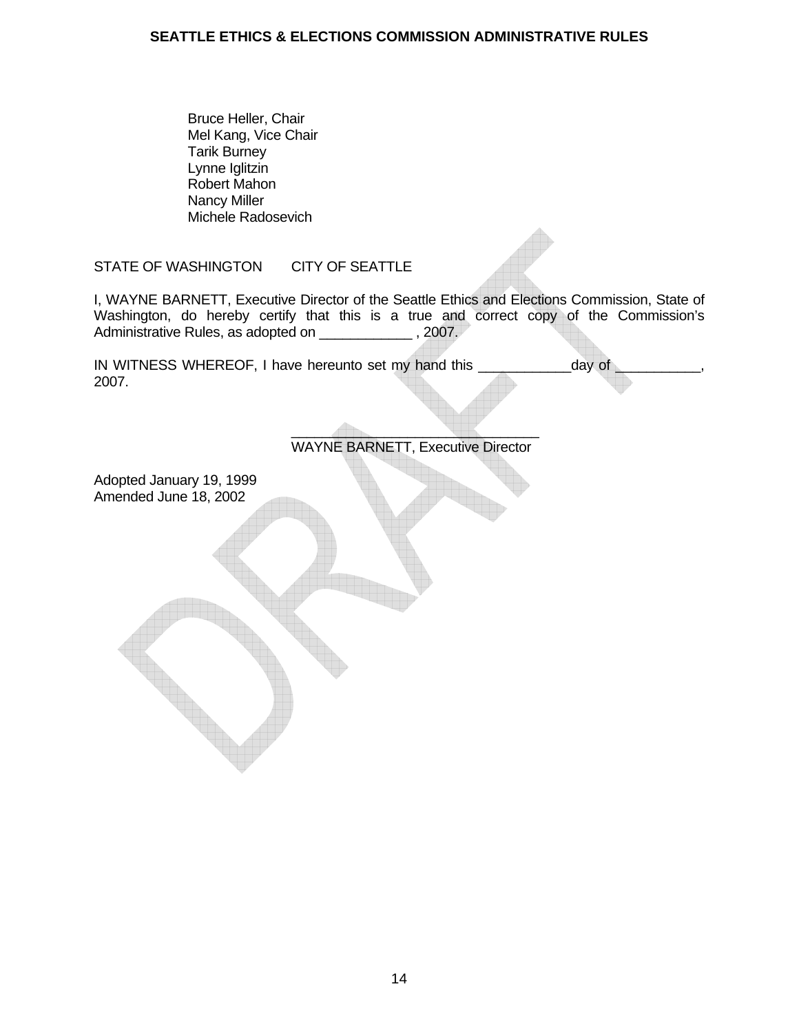Bruce Heller, Chair
Mel Kang, Vice Chair
Tarik Burney
Lynne Iglitzin
Robert Mahon
Nancy Miller
Michele Radosevich

STATE OF WASHINGTON    CITY OF SEATTLE

I, WAYNE BARNETT, Executive Director of the Seattle Ethics and Elections Commission, State of Washington, do hereby certify that this is a true and correct copy of the Commission's Administrative Rules, as adopted on ____________ , 2007.

IN WITNESS WHEREOF, I have hereunto set my hand this ____________day of ___________, 2007.

_________________________________
WAYNE BARNETT, Executive Director

Adopted January 19, 1999
Amended June 18, 2002